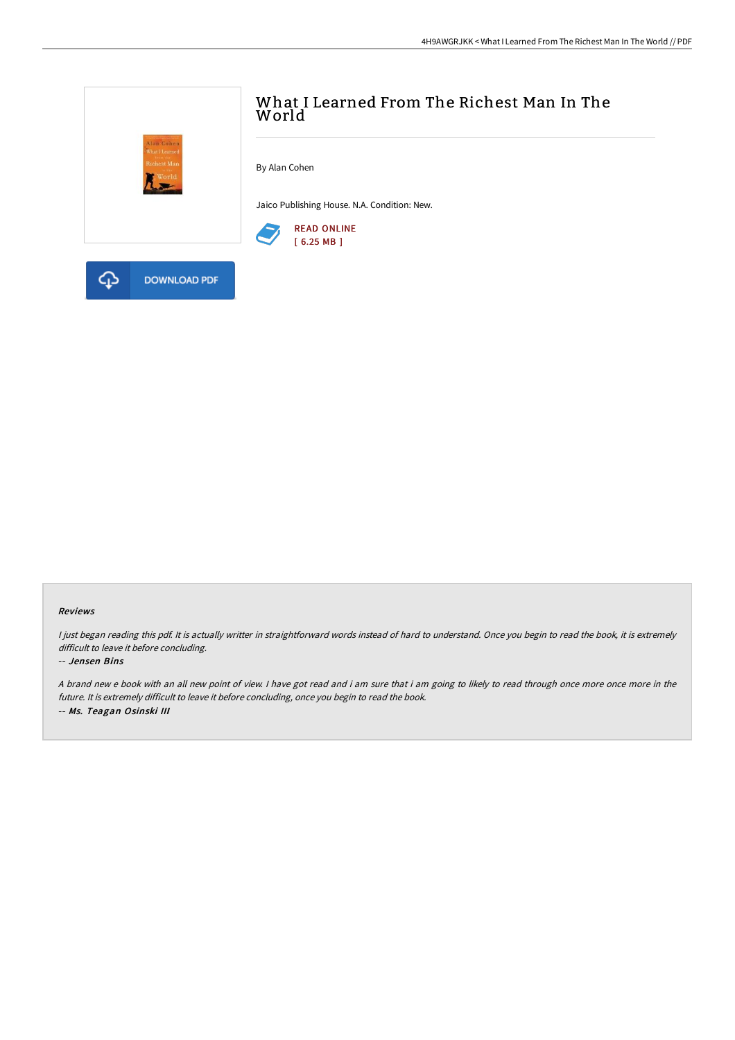# What I Learned From The Richest Man In The World

By Alan Cohen

Jaico Publishing House. N.A. Condition: New.

READ ONLINE
[ 6.25 MB ]

DOWNLOAD PDF

### Reviews

*I just began reading this pdf. It is actually writter in straightforward words instead of hard to understand. Once you begin to read the book, it is extremely difficult to leave it before concluding.*

*-- Jensen Bins*

*A brand new e book with an all new point of view. I have got read and i am sure that i am going to likely to read through once more once more in the future. It is extremely difficult to leave it before concluding, once you begin to read the book.*

*-- Ms. Teagan Osinski III*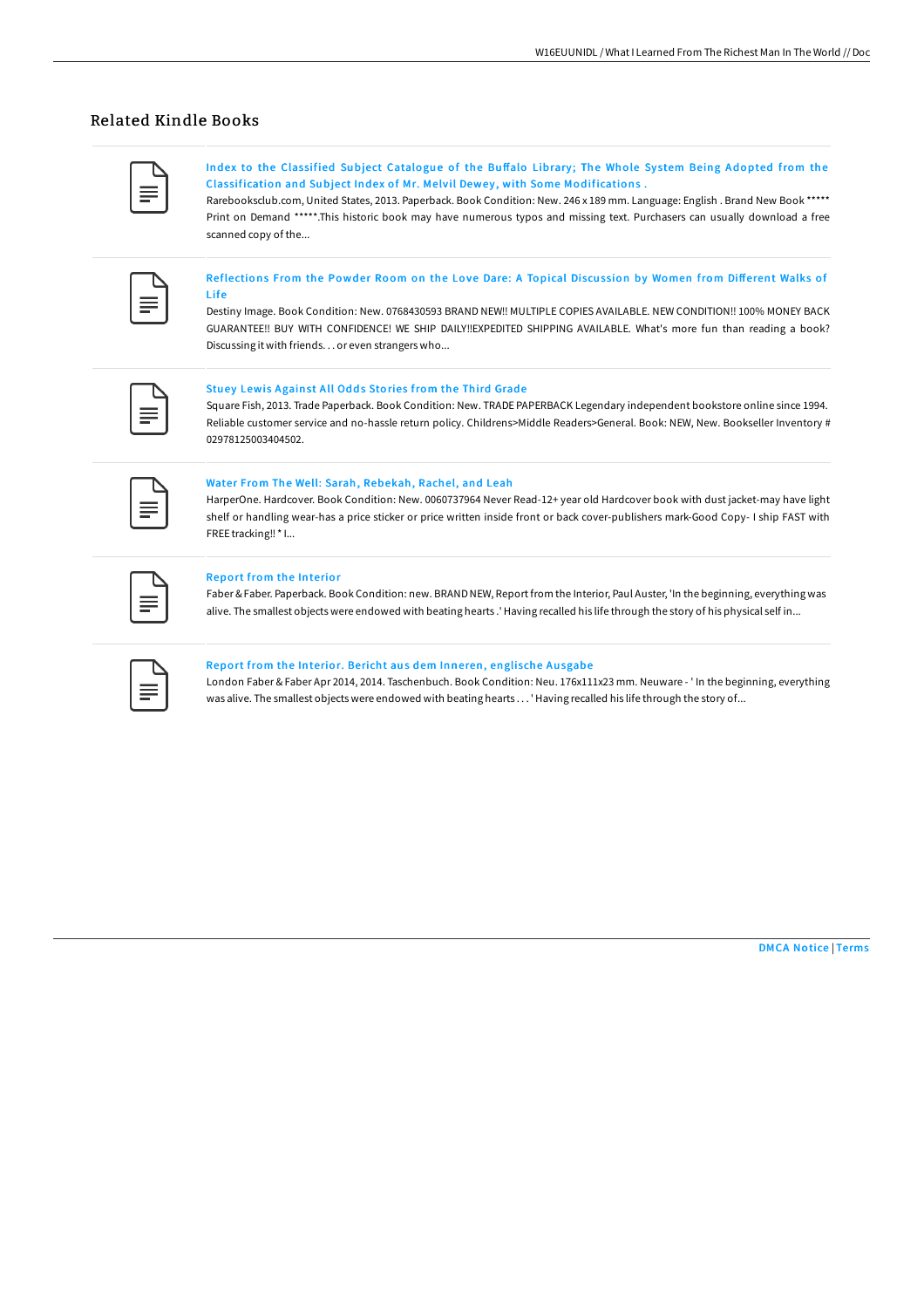## Related Kindle Books

### Index to the Classified Subject Catalogue of the Buffalo Library; The Whole System Being Adopted from the Classification and Subject Index of Mr. Melvil Dewey, with Some Modifications .

Rarebooksclub.com, United States, 2013. Paperback. Book Condition: New. 246 x 189 mm. Language: English . Brand New Book ***** Print on Demand *****.This historic book may have numerous typos and missing text. Purchasers can usually download a free scanned copy of the...

### Reflections From the Powder Room on the Love Dare: A Topical Discussion by Women from Different Walks of Life

Destiny Image. Book Condition: New. 0768430593 BRAND NEW!! MULTIPLE COPIES AVAILABLE. NEW CONDITION!! 100% MONEY BACK GUARANTEE!! BUY WITH CONFIDENCE! WE SHIP DAILY!!EXPEDITED SHIPPING AVAILABLE. What's more fun than reading a book? Discussing it with friends. . . or even strangers who...

### Stuey Lewis Against All Odds Stories from the Third Grade

Square Fish, 2013. Trade Paperback. Book Condition: New. TRADE PAPERBACK Legendary independent bookstore online since 1994. Reliable customer service and no-hassle return policy. Childrens>Middle Readers>General. Book: NEW, New. Bookseller Inventory # 02978125003404502.

### Water From The Well: Sarah, Rebekah, Rachel, and Leah

HarperOne. Hardcover. Book Condition: New. 0060737964 Never Read-12+ year old Hardcover book with dust jacket-may have light shelf or handling wear-has a price sticker or price written inside front or back cover-publishers mark-Good Copy- I ship FAST with FREE tracking!! * I...

### Report from the Interior

Faber & Faber. Paperback. Book Condition: new. BRAND NEW, Report from the Interior, Paul Auster, 'In the beginning, everything was alive. The smallest objects were endowed with beating hearts .' Having recalled his life through the story of his physical self in...

### Report from the Interior. Bericht aus dem Inneren, englische Ausgabe

London Faber & Faber Apr 2014, 2014. Taschenbuch. Book Condition: Neu. 176x111x23 mm. Neuware - ' In the beginning, everything was alive. The smallest objects were endowed with beating hearts . . . ' Having recalled his life through the story of...